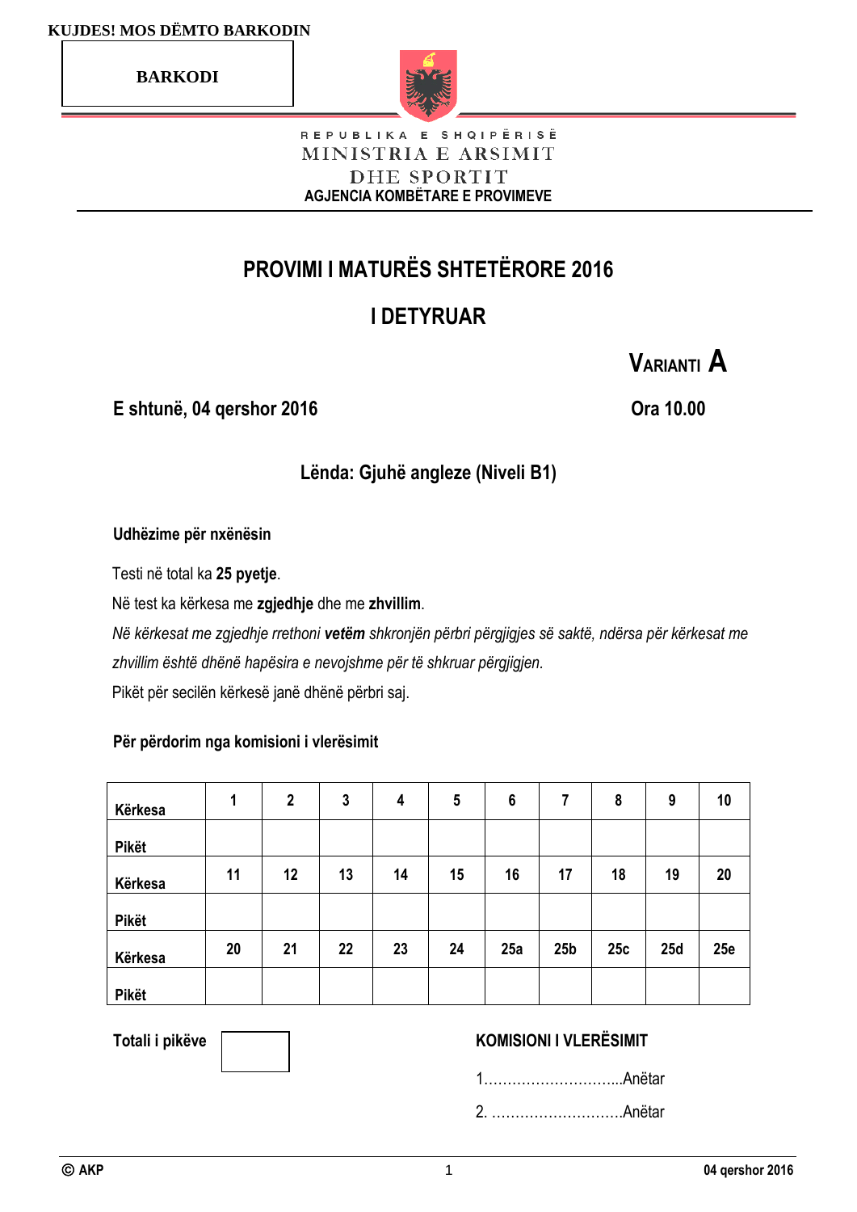KUJDES! MOS DËMTO BARKODIN

BARKODI

REPUBLIKA E SHQIPËRISË
MINISTRIA E ARSIMIT
DHE SPORTIT
AGJENCIA KOMBËTARE E PROVIMEVE

# PROVIMI I MATURËS SHTETËRORE 2016

## I DETYRUAR

**VARIANTI A**

**E shtunë, 04 qershor 2016** **Ora 10.00**

### Lënda: Gjuhë angleze (Niveli B1)

**Udhëzime për nxënësin**

Testi në total ka **25 pyetje**.

Në test ka kërkesa me **zgjedhje** dhe me **zhvillim**.

*Në kërkesat me zgjedhje rrethoni **vetëm** shkronjën përbri përgjigjes së saktë, ndërsa për kërkesat me zhvillim është dhënë hapësira e nevojshme për të shkruar përgjigjen.*

Pikët për secilën kërkesë janë dhënë përbri saj.

**Për përdorim nga komisioni i vlerësimit**

| Kërkesa | 1 | 2 | 3 | 4 | 5 | 6 | 7 | 8 | 9 | 10 |
|---|---|---|---|---|---|---|---|---|---|---|
| Pikët | | | | | | | | | | |
| Kërkesa | 11 | 12 | 13 | 14 | 15 | 16 | 17 | 18 | 19 | 20 |
| Pikët | | | | | | | | | | |
| Kërkesa | 20 | 21 | 22 | 23 | 24 | 25a | 25b | 25c | 25d | 25e |
| Pikët | | | | | | | | | | |

**Totali i pikëve**

**KOMISIONI I VLERËSIMIT**

1..............................Anëtar

2. ............................Anëtar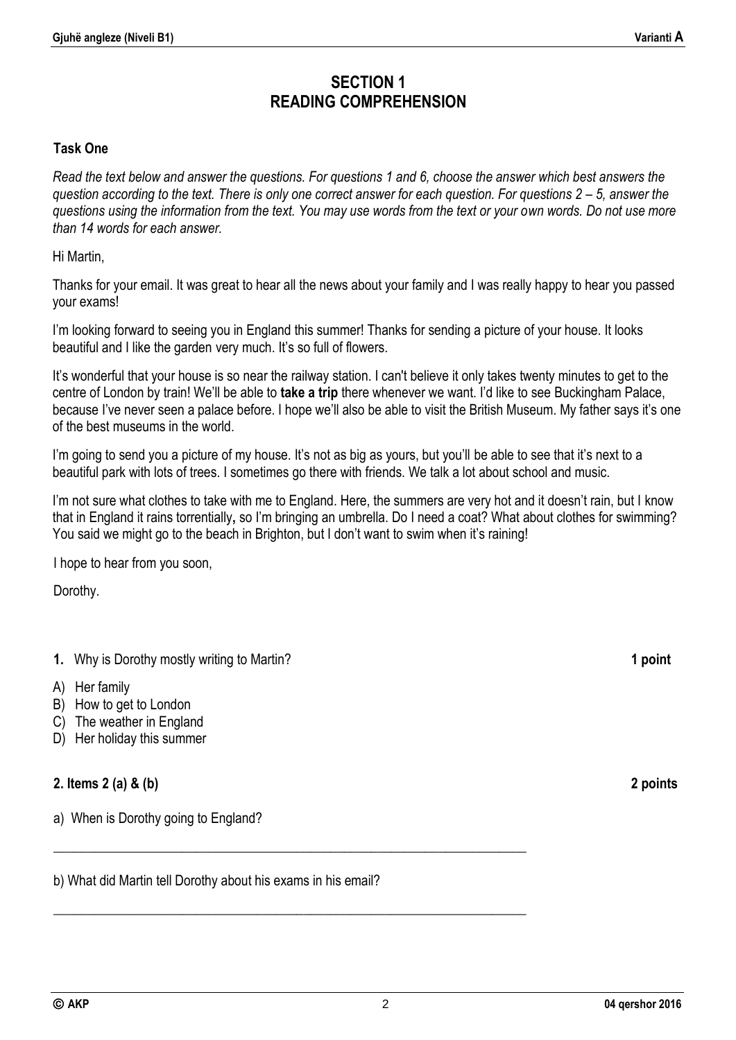# SECTION 1
# READING COMPREHENSION

### Task One

*Read the text below and answer the questions. For questions 1 and 6, choose the answer which best answers the question according to the text. There is only one correct answer for each question. For questions 2 – 5, answer the questions using the information from the text. You may use words from the text or your own words. Do not use more than 14 words for each answer.*

Hi Martin,

Thanks for your email. It was great to hear all the news about your family and I was really happy to hear you passed your exams!

I'm looking forward to seeing you in England this summer! Thanks for sending a picture of your house. It looks beautiful and I like the garden very much. It's so full of flowers.

It's wonderful that your house is so near the railway station. I can't believe it only takes twenty minutes to get to the centre of London by train! We'll be able to **take a trip** there whenever we want. I'd like to see Buckingham Palace, because I've never seen a palace before. I hope we'll also be able to visit the British Museum. My father says it's one of the best museums in the world.

I'm going to send you a picture of my house. It's not as big as yours, but you'll be able to see that it's next to a beautiful park with lots of trees. I sometimes go there with friends. We talk a lot about school and music.

I'm not sure what clothes to take with me to England. Here, the summers are very hot and it doesn't rain, but I know that in England it rains torrentially**,** so I'm bringing an umbrella. Do I need a coat? What about clothes for swimming? You said we might go to the beach in Brighton, but I don't want to swim when it's raining!

I hope to hear from you soon,

Dorothy.

**1.** Why is Dorothy mostly writing to Martin? **1 point**

A) Her family
B) How to get to London
C) The weather in England
D) Her holiday this summer

**2. Items 2 (a) & (b)** **2 points**

a) When is Dorothy going to England?

\_\_\_\_\_\_\_\_\_\_\_\_\_\_\_\_\_\_\_\_\_\_\_\_\_\_\_\_\_\_\_\_\_\_\_\_\_\_\_\_\_\_\_\_\_\_\_\_\_\_\_\_\_\_\_\_\_\_\_\_\_\_\_\_\_\_\_\_\_\_

b) What did Martin tell Dorothy about his exams in his email?

\_\_\_\_\_\_\_\_\_\_\_\_\_\_\_\_\_\_\_\_\_\_\_\_\_\_\_\_\_\_\_\_\_\_\_\_\_\_\_\_\_\_\_\_\_\_\_\_\_\_\_\_\_\_\_\_\_\_\_\_\_\_\_\_\_\_\_\_\_\_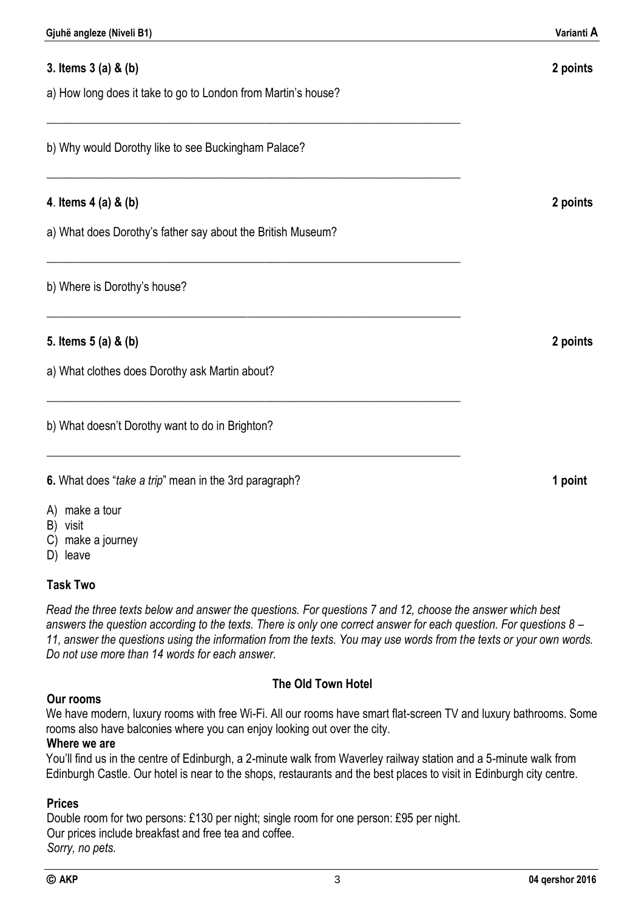**3. Items 3 (a) & (b)** **2 points**

a) How long does it take to go to London from Martin's house?

_______________________________________________________________________

b) Why would Dorothy like to see Buckingham Palace?

_______________________________________________________________________

**4**. **Items 4 (a) & (b)** **2 points**

a) What does Dorothy's father say about the British Museum?

_______________________________________________________________________

b) Where is Dorothy's house?

_______________________________________________________________________

**5. Items 5 (a) & (b)** **2 points**

a) What clothes does Dorothy ask Martin about?

_______________________________________________________________________

b) What doesn't Dorothy want to do in Brighton?

_______________________________________________________________________

**6.** What does "*take a trip*" mean in the 3rd paragraph? **1 point**

A) make a tour
B) visit
C) make a journey
D) leave

### Task Two

*Read the three texts below and answer the questions. For questions 7 and 12, choose the answer which best answers the question according to the texts. There is only one correct answer for each question. For questions 8 – 11, answer the questions using the information from the texts. You may use words from the texts or your own words. Do not use more than 14 words for each answer.*

**The Old Town Hotel**

**Our rooms**

We have modern, luxury rooms with free Wi-Fi. All our rooms have smart flat-screen TV and luxury bathrooms. Some rooms also have balconies where you can enjoy looking out over the city.

**Where we are**

You'll find us in the centre of Edinburgh, a 2-minute walk from Waverley railway station and a 5-minute walk from Edinburgh Castle. Our hotel is near to the shops, restaurants and the best places to visit in Edinburgh city centre.

**Prices**

Double room for two persons: £130 per night; single room for one person: £95 per night.
Our prices include breakfast and free tea and coffee.
*Sorry, no pets.*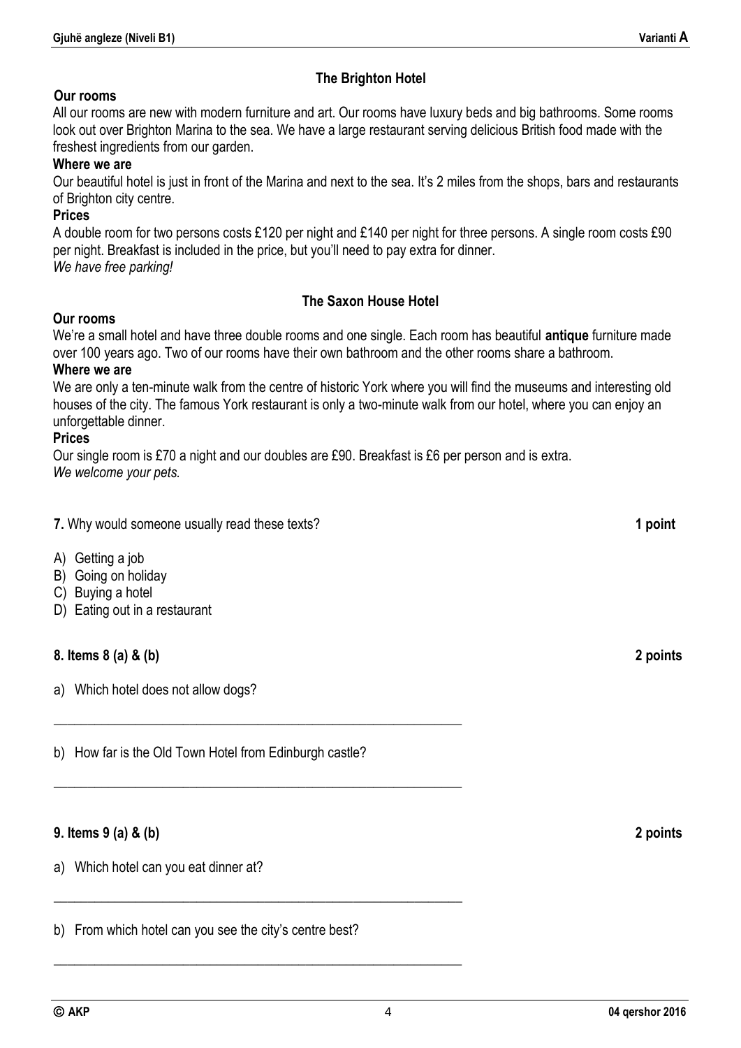## The Brighton Hotel

**Our rooms**

All our rooms are new with modern furniture and art. Our rooms have luxury beds and big bathrooms. Some rooms look out over Brighton Marina to the sea. We have a large restaurant serving delicious British food made with the freshest ingredients from our garden.

**Where we are**

Our beautiful hotel is just in front of the Marina and next to the sea. It's 2 miles from the shops, bars and restaurants of Brighton city centre.

**Prices**

A double room for two persons costs £120 per night and £140 per night for three persons. A single room costs £90 per night. Breakfast is included in the price, but you'll need to pay extra for dinner.

*We have free parking!*

## The Saxon House Hotel

**Our rooms**

We're a small hotel and have three double rooms and one single. Each room has beautiful **antique** furniture made over 100 years ago. Two of our rooms have their own bathroom and the other rooms share a bathroom.

**Where we are**

We are only a ten-minute walk from the centre of historic York where you will find the museums and interesting old houses of the city. The famous York restaurant is only a two-minute walk from our hotel, where you can enjoy an unforgettable dinner.

**Prices**

Our single room is £70 a night and our doubles are £90. Breakfast is £6 per person and is extra.

*We welcome your pets.*

**7.** Why would someone usually read these texts? **1 point**

A) Getting a job
B) Going on holiday
C) Buying a hotel
D) Eating out in a restaurant

**8. Items 8 (a) & (b)** **2 points**

a) Which hotel does not allow dogs?

______________________________________________________________

b) How far is the Old Town Hotel from Edinburgh castle?

______________________________________________________________

**9. Items 9 (a) & (b)** **2 points**

a) Which hotel can you eat dinner at?

______________________________________________________________

b) From which hotel can you see the city's centre best?

______________________________________________________________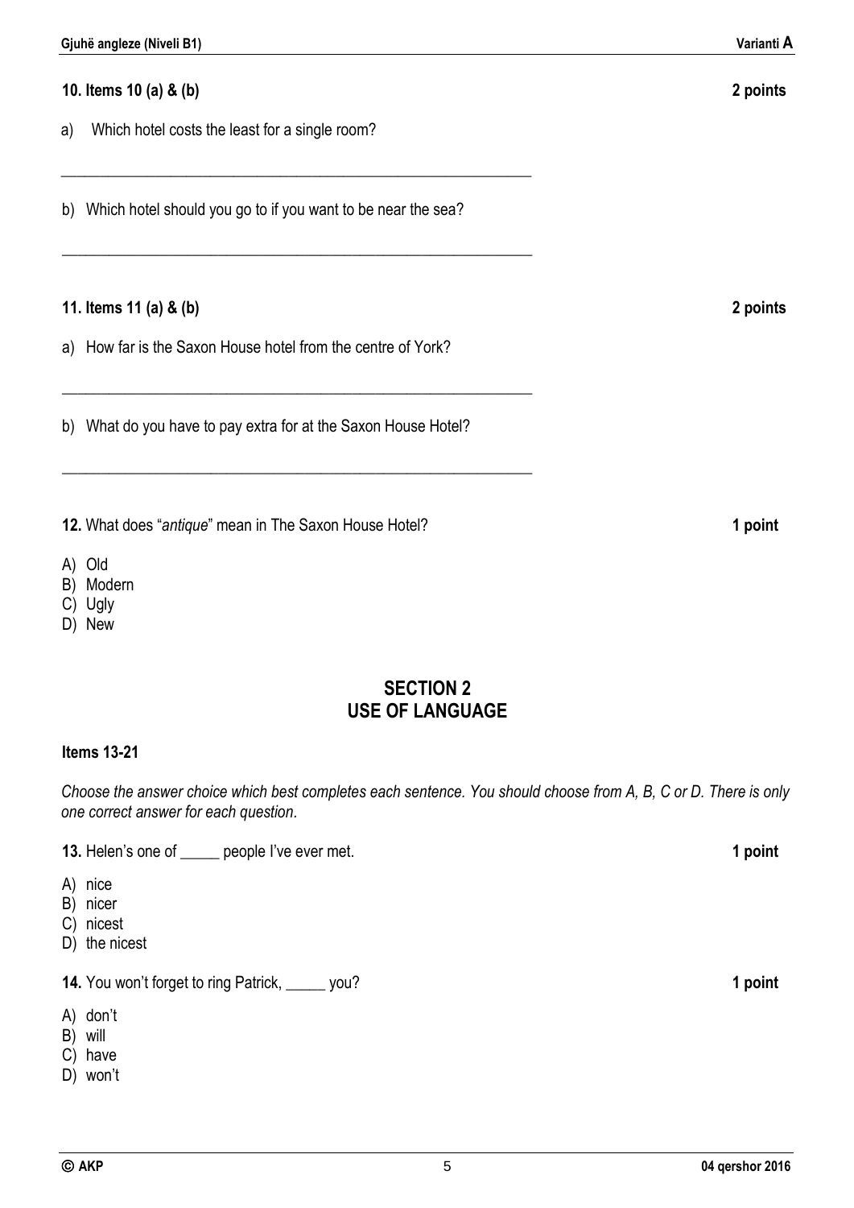**10. Items 10 (a) & (b)** **2 points**

a) Which hotel costs the least for a single room?

\_\_\_\_\_\_\_\_\_\_\_\_\_\_\_\_\_\_\_\_\_\_\_\_\_\_\_\_\_\_\_\_\_\_\_\_\_\_\_\_\_\_\_\_\_\_\_\_\_\_\_\_\_\_\_\_\_\_\_\_

b) Which hotel should you go to if you want to be near the sea?

\_\_\_\_\_\_\_\_\_\_\_\_\_\_\_\_\_\_\_\_\_\_\_\_\_\_\_\_\_\_\_\_\_\_\_\_\_\_\_\_\_\_\_\_\_\_\_\_\_\_\_\_\_\_\_\_\_\_\_\_

**11. Items 11 (a) & (b)** **2 points**

a) How far is the Saxon House hotel from the centre of York?

\_\_\_\_\_\_\_\_\_\_\_\_\_\_\_\_\_\_\_\_\_\_\_\_\_\_\_\_\_\_\_\_\_\_\_\_\_\_\_\_\_\_\_\_\_\_\_\_\_\_\_\_\_\_\_\_\_\_\_\_

b) What do you have to pay extra for at the Saxon House Hotel?

\_\_\_\_\_\_\_\_\_\_\_\_\_\_\_\_\_\_\_\_\_\_\_\_\_\_\_\_\_\_\_\_\_\_\_\_\_\_\_\_\_\_\_\_\_\_\_\_\_\_\_\_\_\_\_\_\_\_\_\_

**12.** What does "*antique*" mean in The Saxon House Hotel? **1 point**

A) Old
B) Modern
C) Ugly
D) New

## SECTION 2
## USE OF LANGUAGE

**Items 13-21**

*Choose the answer choice which best completes each sentence. You should choose from A, B, C or D. There is only one correct answer for each question.*

**13.** Helen's one of _____ people I've ever met. **1 point**

A) nice
B) nicer
C) nicest
D) the nicest

**14.** You won't forget to ring Patrick, _____ you? **1 point**

A) don't
B) will
C) have
D) won't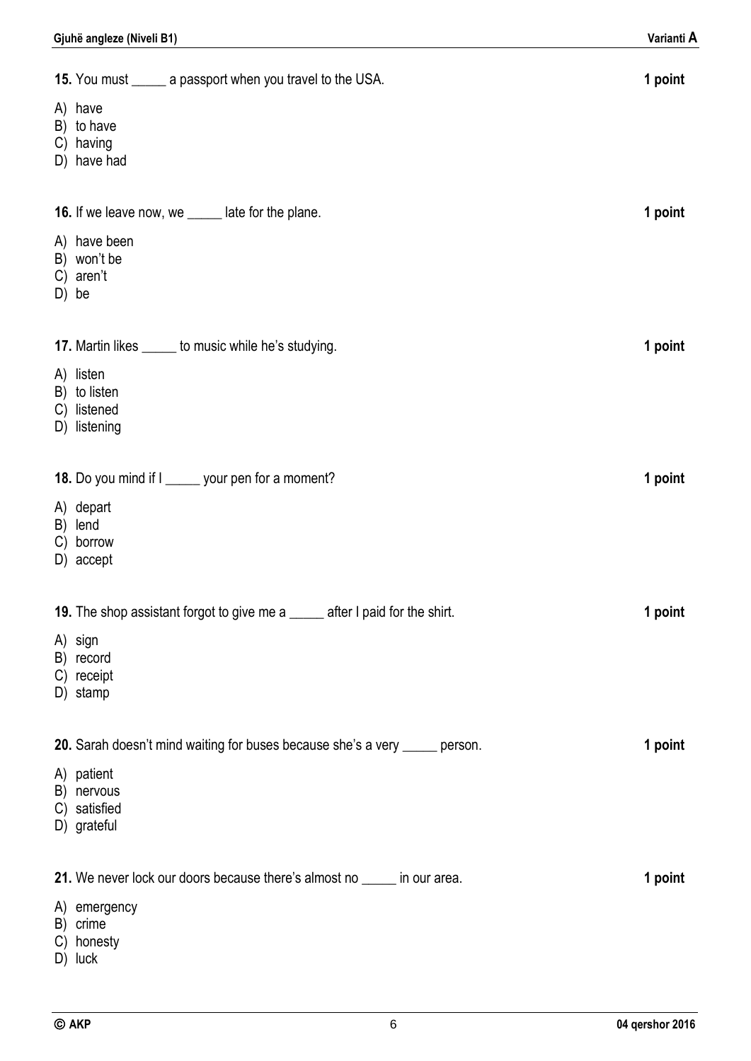**15.** You must _____ a passport when you travel to the USA. **1 point**

A) have
B) to have
C) having
D) have had

**16.** If we leave now, we _____ late for the plane. **1 point**

A) have been
B) won't be
C) aren't
D) be

**17.** Martin likes _____ to music while he's studying. **1 point**

A) listen
B) to listen
C) listened
D) listening

**18.** Do you mind if I _____ your pen for a moment? **1 point**

A) depart
B) lend
C) borrow
D) accept

**19.** The shop assistant forgot to give me a _____ after I paid for the shirt. **1 point**

A) sign
B) record
C) receipt
D) stamp

**20.** Sarah doesn't mind waiting for buses because she's a very _____ person. **1 point**

A) patient
B) nervous
C) satisfied
D) grateful

**21.** We never lock our doors because there's almost no _____ in our area. **1 point**

A) emergency
B) crime
C) honesty
D) luck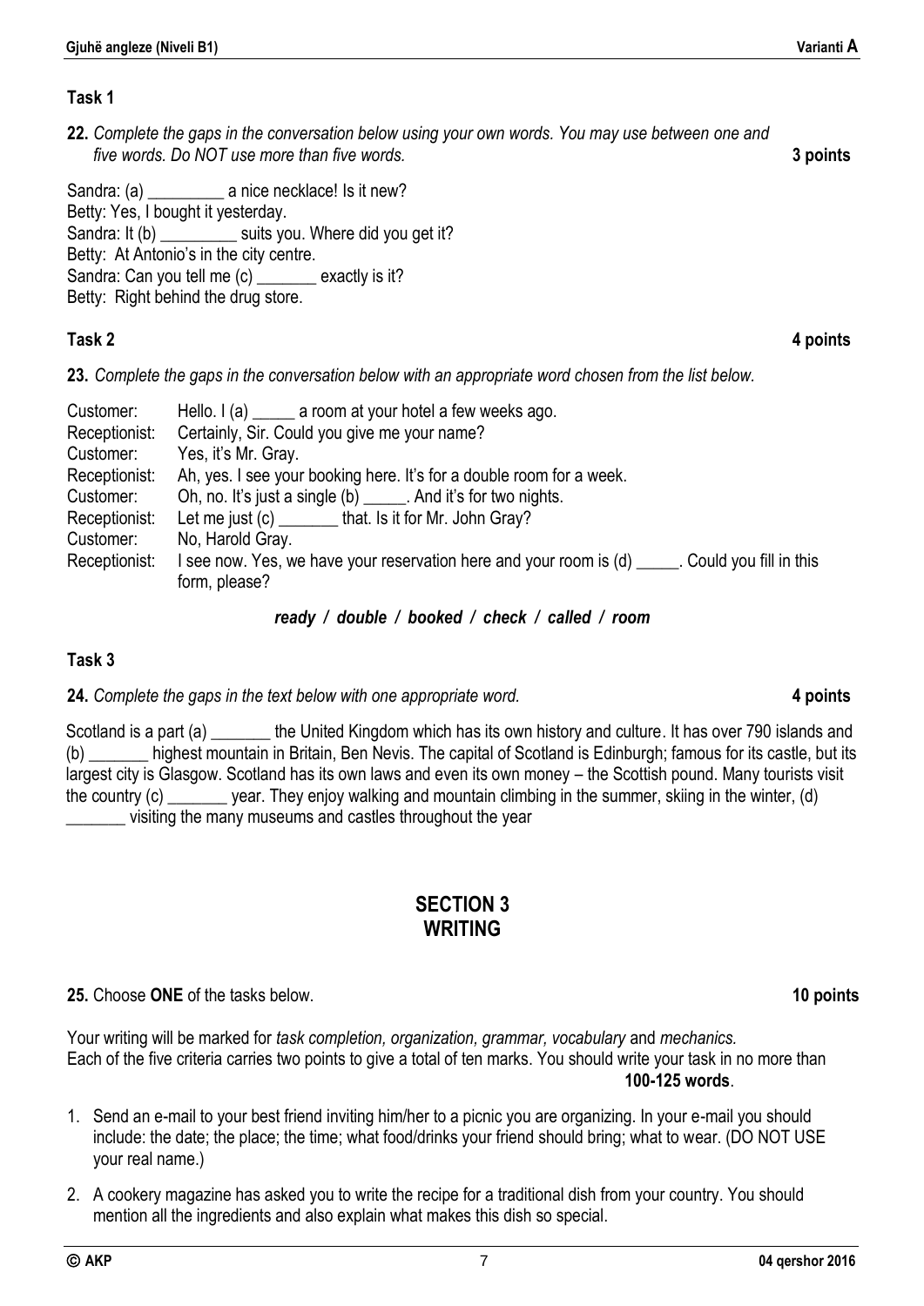### Task 1

**22.** *Complete the gaps in the conversation below using your own words. You may use between one and five words. Do NOT use more than five words.* **3 points**

Sandra: (a) _________ a nice necklace! Is it new?
Betty: Yes, I bought it yesterday.
Sandra: It (b) _________ suits you. Where did you get it?
Betty: At Antonio's in the city centre.
Sandra: Can you tell me (c) _______ exactly is it?
Betty: Right behind the drug store.

### Task 2 **4 points**

**23.** *Complete the gaps in the conversation below with an appropriate word chosen from the list below.*

| | |
|---|---|
| Customer: | Hello. I (a) _____ a room at your hotel a few weeks ago. |
| Receptionist: | Certainly, Sir. Could you give me your name? |
| Customer: | Yes, it's Mr. Gray. |
| Receptionist: | Ah, yes. I see your booking here. It's for a double room for a week. |
| Customer: | Oh, no. It's just a single (b) _____. And it's for two nights. |
| Receptionist: | Let me just (c) _______ that. Is it for Mr. John Gray? |
| Customer: | No, Harold Gray. |
| Receptionist: | I see now. Yes, we have your reservation here and your room is (d) _____. Could you fill in this form, please? |

***ready / double / booked / check / called / room***

### Task 3

**24.** *Complete the gaps in the text below with one appropriate word.* **4 points**

Scotland is a part (a) _______ the United Kingdom which has its own history and culture. It has over 790 islands and (b) _______ highest mountain in Britain, Ben Nevis. The capital of Scotland is Edinburgh; famous for its castle, but its largest city is Glasgow. Scotland has its own laws and even its own money – the Scottish pound. Many tourists visit the country (c) _______ year. They enjoy walking and mountain climbing in the summer, skiing in the winter, (d) _______ visiting the many museums and castles throughout the year

## SECTION 3
## WRITING

**25.** Choose **ONE** of the tasks below. **10 points**

Your writing will be marked for *task completion, organization, grammar, vocabulary* and *mechanics.* Each of the five criteria carries two points to give a total of ten marks. You should write your task in no more than **100-125 words**.

1. Send an e-mail to your best friend inviting him/her to a picnic you are organizing. In your e-mail you should include: the date; the place; the time; what food/drinks your friend should bring; what to wear. (DO NOT USE your real name.)
2. A cookery magazine has asked you to write the recipe for a traditional dish from your country. You should mention all the ingredients and also explain what makes this dish so special.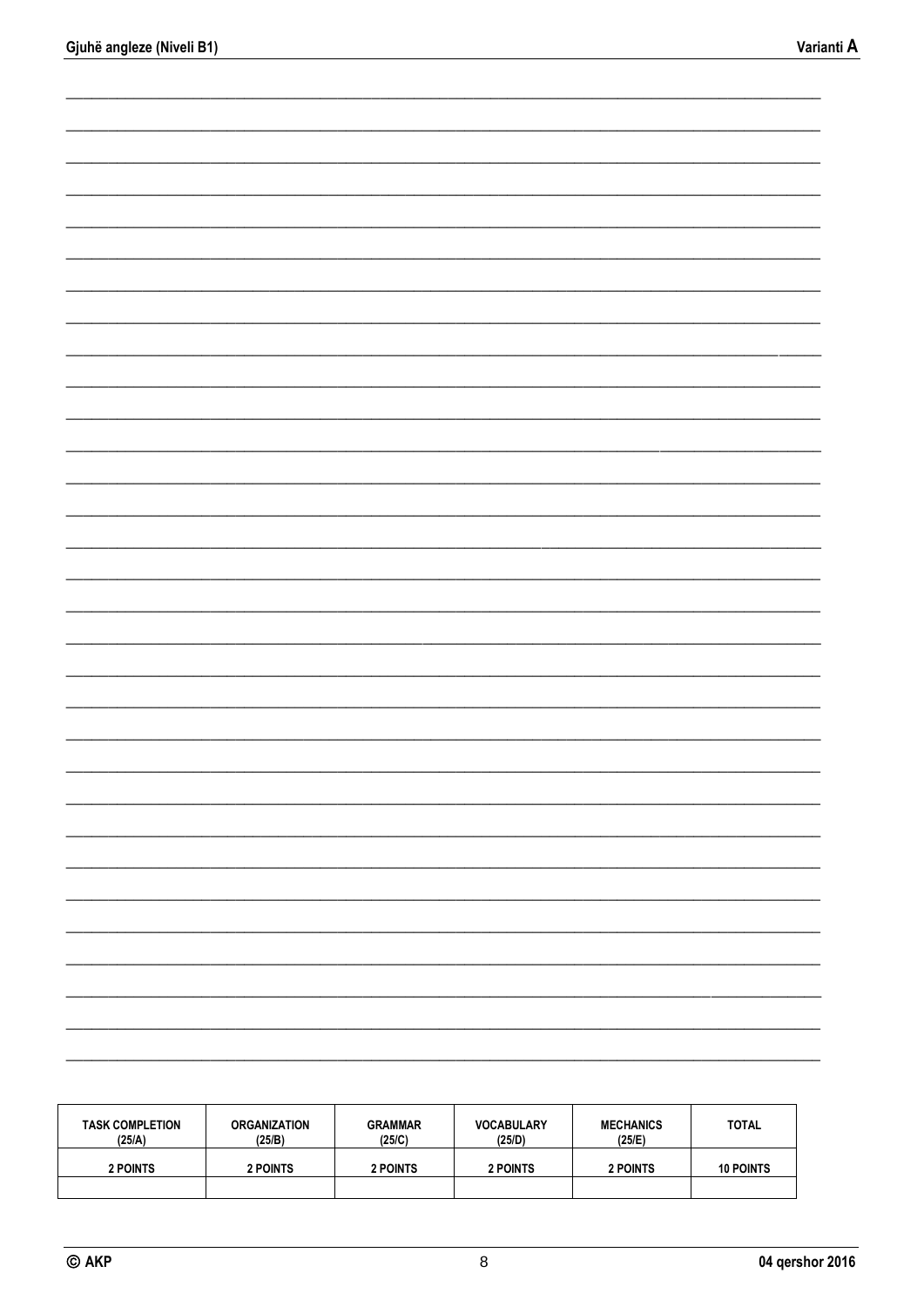| TASK COMPLETION (25/A) | ORGANIZATION (25/B) | GRAMMAR (25/C) | VOCABULARY (25/D) | MECHANICS (25/E) | TOTAL |
|---|---|---|---|---|---|
| 2 POINTS | 2 POINTS | 2 POINTS | 2 POINTS | 2 POINTS | 10 POINTS |
| | | | | | |